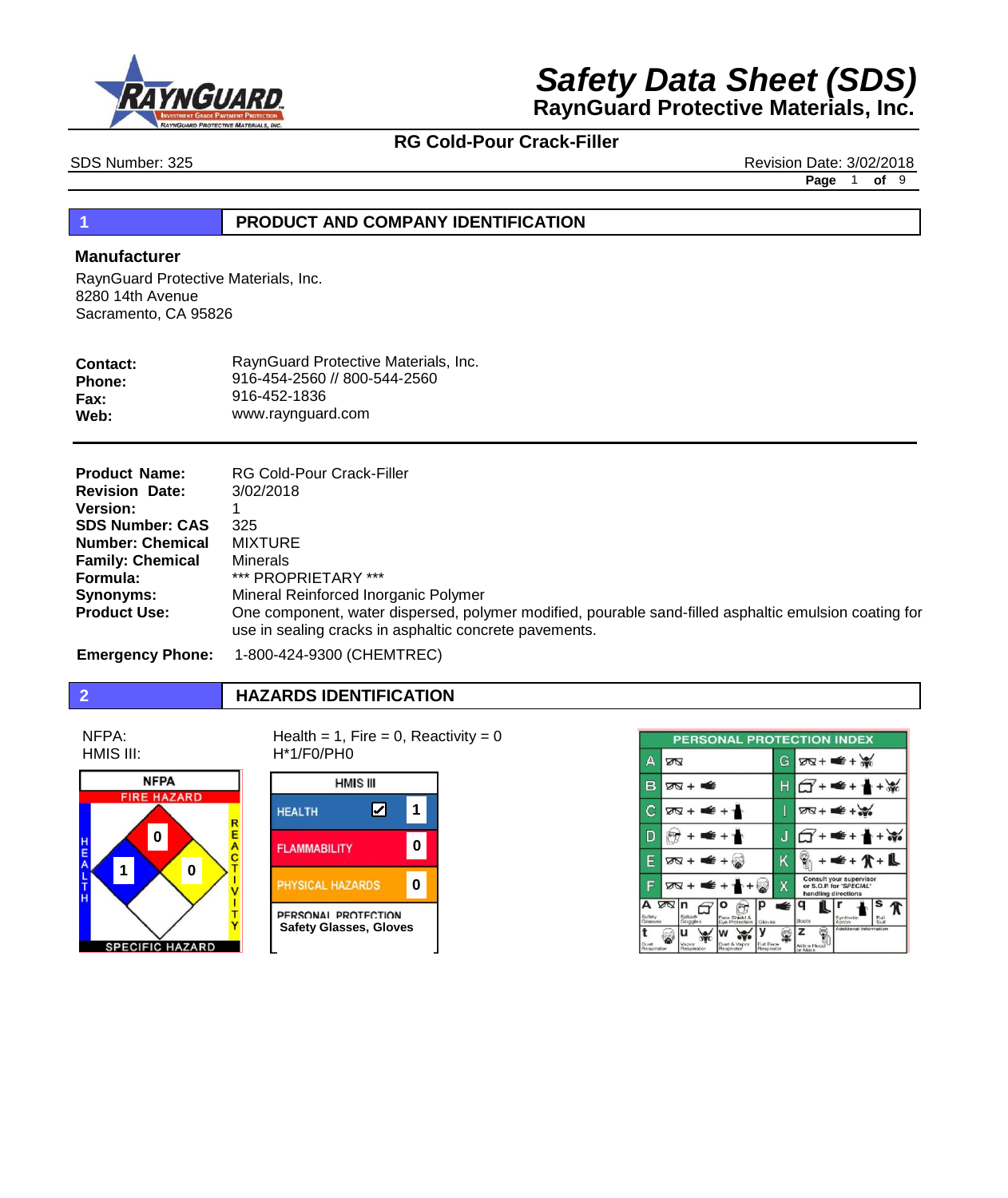# Safety Data Sheet (SDS)

## RaynGuard Protective Materials, Inc.

### RG Cold-Pour Crack-Filler

SDS Number: 325 | Revision Date: 3/02/2018

## 1 PRODUCT AND COMPANY IDENTIFICATION

### Manufacturer

RaynGuard Protective Materials, Inc.
8280 14th Avenue
Sacramento, CA 95826

**Contact:** RaynGuard Protective Materials, Inc.
**Phone:** 916-454-2560 // 800-544-2560
**Fax:** 916-452-1836
**Web:** www.raynguard.com

**Product Name:** RG Cold-Pour Crack-Filler
**Revision Date:** 3/02/2018
**Version:** 1
**SDS Number: CAS** 325
**Number: Chemical** MIXTURE
**Family: Chemical** Minerals
**Formula:** *** PROPRIETARY ***
**Synonyms:** Mineral Reinforced Inorganic Polymer
**Product Use:** One component, water dispersed, polymer modified, pourable sand-filled asphaltic emulsion coating for use in sealing cracks in asphaltic concrete pavements.

**Emergency Phone:** 1-800-424-9300 (CHEMTREC)

## 2 HAZARDS IDENTIFICATION

NFPA: Health = 1, Fire = 0, Reactivity = 0
HMIS III: H*1/F0/PH0

**NFPA**

- Fire Hazard: 0
- Health: 1
- Reactivity: 0
- Specific Hazard: (blank)

**HMIS III**

| HMIS III | |
|---|---|
| HEALTH | * 1 |
| FLAMMABILITY | 0 |
| PHYSICAL HAZARDS | 0 |
| PERSONAL PROTECTION | Safety Glasses, Gloves |

**PERSONAL PROTECTION INDEX**

| Code | Protection | Code | Protection |
|---|---|---|---|
| A | Safety Glasses | G | Safety Glasses + Gloves + Vapor Respirator |
| B | Safety Glasses + Gloves | H | Splash Goggles + Gloves + Synthetic Apron + Vapor Respirator |
| C | Safety Glasses + Gloves + Synthetic Apron | I | Safety Glasses + Gloves + Dust & Vapor Respirator |
| D | Face Shield & Eye Protection + Gloves + Synthetic Apron | J | Splash Goggles + Gloves + Synthetic Apron + Dust & Vapor Respirator |
| E | Safety Glasses + Gloves + Dust Respirator | K | Airline Hood or Mask + Gloves + Full Suit + Boots |
| F | Safety Glasses + Gloves + Synthetic Apron + Dust Respirator | X | Consult your supervisor or S.O.P. for "SPECIAL" handling directions |

a Safety Glasses; n Splash Goggles; o Face Shield & Eye Protection; p Gloves; q Boots; r Synthetic Apron; s Full Suit; t Dust Respirator; u Vapor Respirator; w Dust & Vapor Respirator; y Full Face Respirator; z Airline Hood or Mask; Additional Information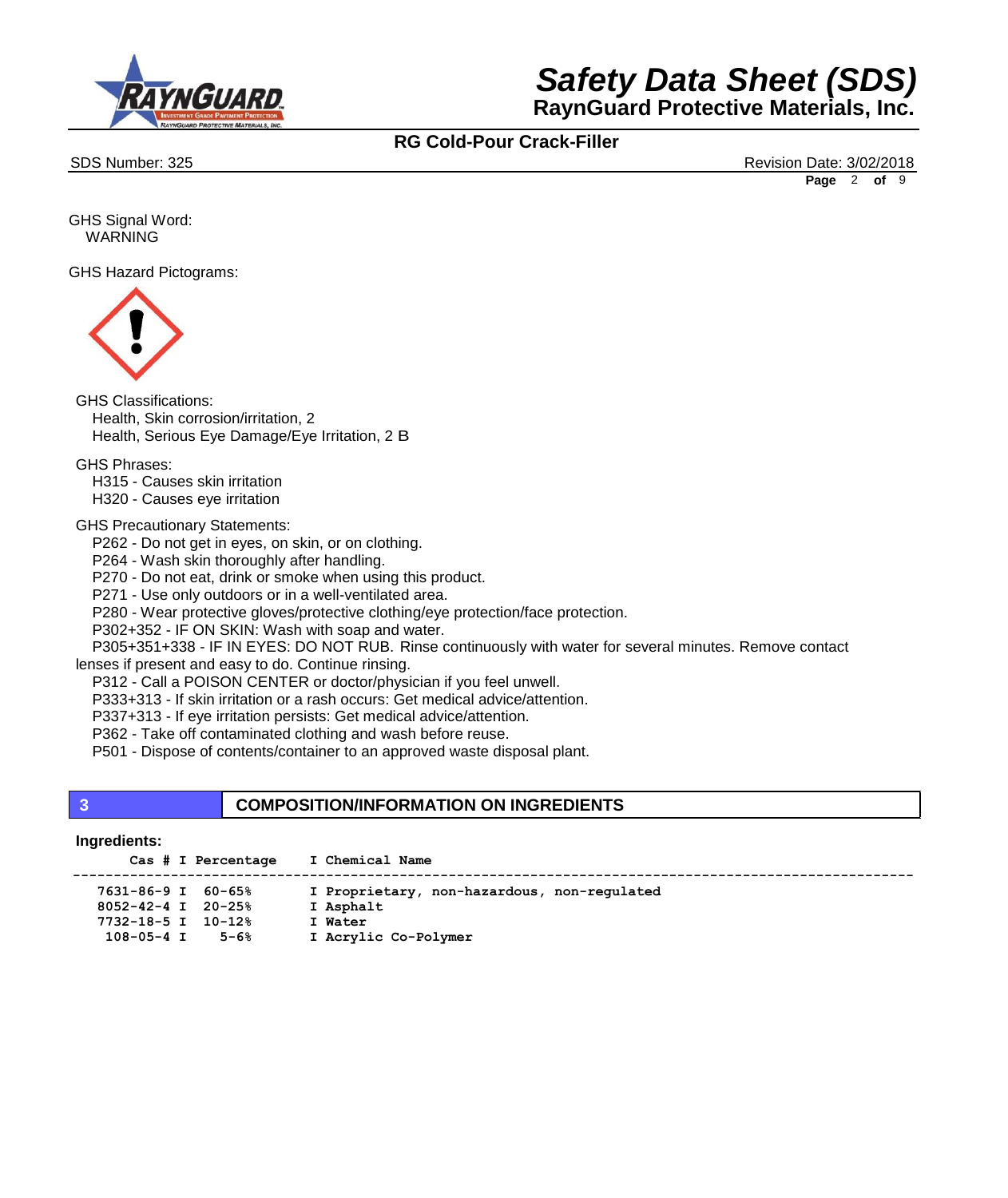GHS Signal Word:
WARNING

GHS Hazard Pictograms:

GHS Classifications:
Health, Skin corrosion/irritation, 2
Health, Serious Eye Damage/Eye Irritation, 2 B

GHS Phrases:
H315 - Causes skin irritation
H320 - Causes eye irritation

GHS Precautionary Statements:
P262 - Do not get in eyes, on skin, or on clothing.
P264 - Wash skin thoroughly after handling.
P270 - Do not eat, drink or smoke when using this product.
P271 - Use only outdoors or in a well-ventilated area.
P280 - Wear protective gloves/protective clothing/eye protection/face protection.
P302+352 - IF ON SKIN: Wash with soap and water.
P305+351+338 - IF IN EYES: DO NOT RUB. Rinse continuously with water for several minutes. Remove contact lenses if present and easy to do. Continue rinsing.
P312 - Call a POISON CENTER or doctor/physician if you feel unwell.
P333+313 - If skin irritation or a rash occurs: Get medical advice/attention.
P337+313 - If eye irritation persists: Get medical advice/attention.
P362 - Take off contaminated clothing and wash before reuse.
P501 - Dispose of contents/container to an approved waste disposal plant.

## 3 COMPOSITION/INFORMATION ON INGREDIENTS

**Ingredients:**

| Cas # | Percentage | Chemical Name |
|---|---|---|
| 7631-86-9 | 60-65% | Proprietary, non-hazardous, non-regulated |
| 8052-42-4 | 20-25% | Asphalt |
| 7732-18-5 | 10-12% | Water |
| 108-05-4 | 5-6% | Acrylic Co-Polymer |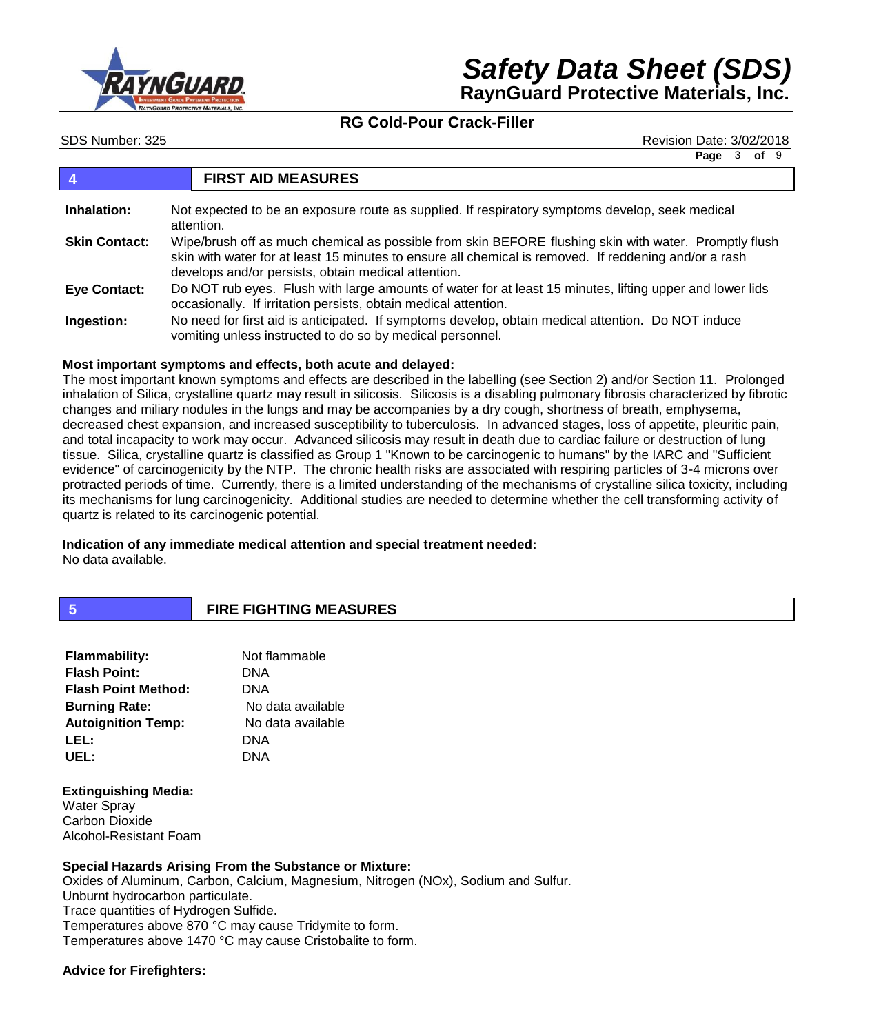## 4 FIRST AID MEASURES

**Inhalation:** Not expected to be an exposure route as supplied. If respiratory symptoms develop, seek medical attention.

**Skin Contact:** Wipe/brush off as much chemical as possible from skin BEFORE flushing skin with water. Promptly flush skin with water for at least 15 minutes to ensure all chemical is removed. If reddening and/or a rash develops and/or persists, obtain medical attention.

**Eye Contact:** Do NOT rub eyes. Flush with large amounts of water for at least 15 minutes, lifting upper and lower lids occasionally. If irritation persists, obtain medical attention.

**Ingestion:** No need for first aid is anticipated. If symptoms develop, obtain medical attention. Do NOT induce vomiting unless instructed to do so by medical personnel.

**Most important symptoms and effects, both acute and delayed:**

The most important known symptoms and effects are described in the labelling (see Section 2) and/or Section 11. Prolonged inhalation of Silica, crystalline quartz may result in silicosis. Silicosis is a disabling pulmonary fibrosis characterized by fibrotic changes and miliary nodules in the lungs and may be accompanies by a dry cough, shortness of breath, emphysema, decreased chest expansion, and increased susceptibility to tuberculosis. In advanced stages, loss of appetite, pleuritic pain, and total incapacity to work may occur. Advanced silicosis may result in death due to cardiac failure or destruction of lung tissue. Silica, crystalline quartz is classified as Group 1 "Known to be carcinogenic to humans" by the IARC and "Sufficient evidence" of carcinogenicity by the NTP. The chronic health risks are associated with respiring particles of 3-4 microns over protracted periods of time. Currently, there is a limited understanding of the mechanisms of crystalline silica toxicity, including its mechanisms for lung carcinogenicity. Additional studies are needed to determine whether the cell transforming activity of quartz is related to its carcinogenic potential.

**Indication of any immediate medical attention and special treatment needed:**

No data available.

## 5 FIRE FIGHTING MEASURES

**Flammability:** Not flammable
**Flash Point:** DNA
**Flash Point Method:** DNA
**Burning Rate:** No data available
**Autoignition Temp:** No data available
**LEL:** DNA
**UEL:** DNA

**Extinguishing Media:**

Water Spray
Carbon Dioxide
Alcohol-Resistant Foam

**Special Hazards Arising From the Substance or Mixture:**

Oxides of Aluminum, Carbon, Calcium, Magnesium, Nitrogen (NOx), Sodium and Sulfur.
Unburnt hydrocarbon particulate.
Trace quantities of Hydrogen Sulfide.
Temperatures above 870 °C may cause Tridymite to form.
Temperatures above 1470 °C may cause Cristobalite to form.

**Advice for Firefighters:**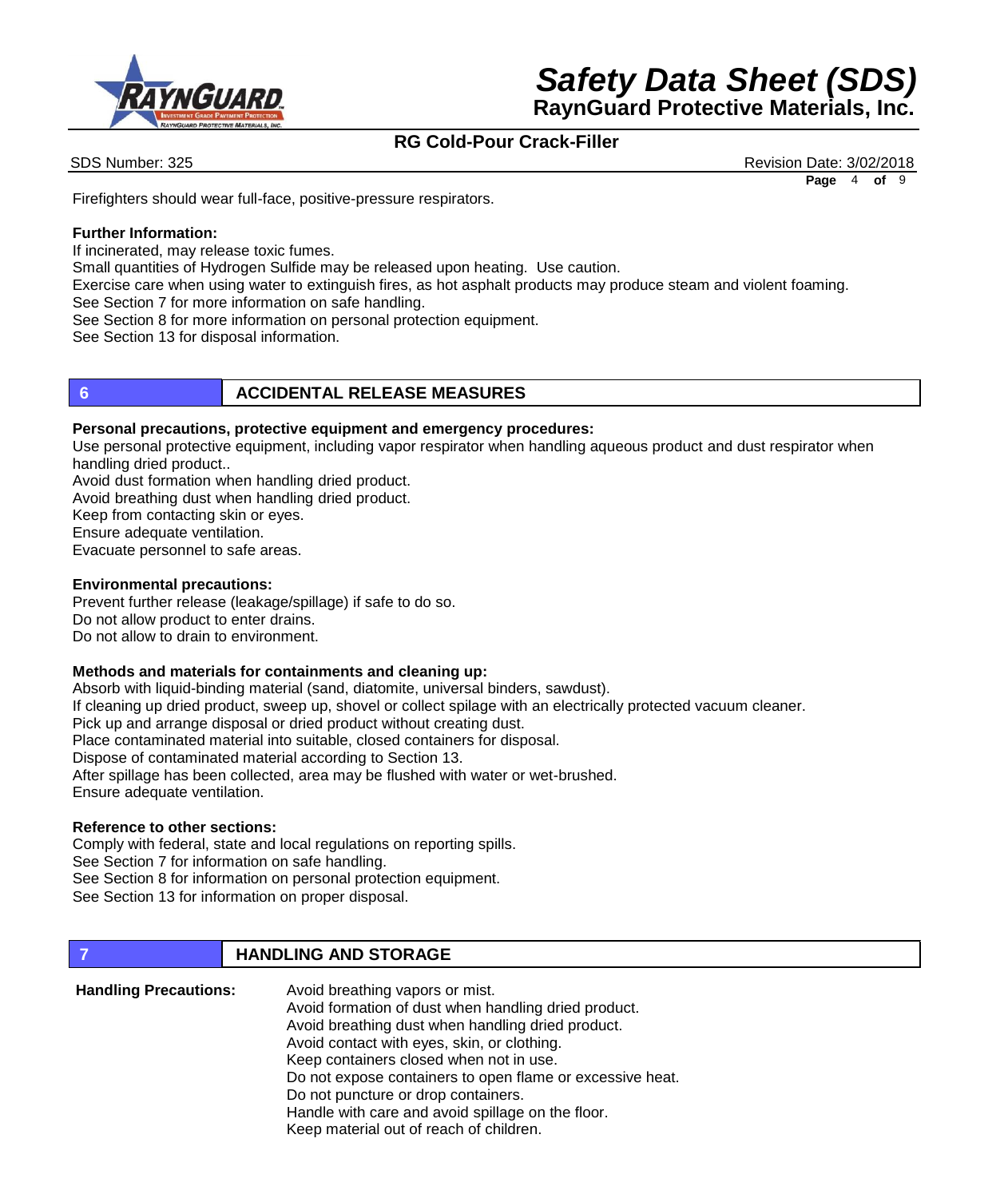Firefighters should wear full-face, positive-pressure respirators.

**Further Information:**

If incinerated, may release toxic fumes.
Small quantities of Hydrogen Sulfide may be released upon heating. Use caution.
Exercise care when using water to extinguish fires, as hot asphalt products may produce steam and violent foaming.
See Section 7 for more information on safe handling.
See Section 8 for more information on personal protection equipment.
See Section 13 for disposal information.

## 6 ACCIDENTAL RELEASE MEASURES

**Personal precautions, protective equipment and emergency procedures:**

Use personal protective equipment, including vapor respirator when handling aqueous product and dust respirator when handling dried product..
Avoid dust formation when handling dried product.
Avoid breathing dust when handling dried product.
Keep from contacting skin or eyes.
Ensure adequate ventilation.
Evacuate personnel to safe areas.

**Environmental precautions:**

Prevent further release (leakage/spillage) if safe to do so.
Do not allow product to enter drains.
Do not allow to drain to environment.

**Methods and materials for containments and cleaning up:**

Absorb with liquid-binding material (sand, diatomite, universal binders, sawdust).
If cleaning up dried product, sweep up, shovel or collect spilage with an electrically protected vacuum cleaner.
Pick up and arrange disposal or dried product without creating dust.
Place contaminated material into suitable, closed containers for disposal.
Dispose of contaminated material according to Section 13.
After spillage has been collected, area may be flushed with water or wet-brushed.
Ensure adequate ventilation.

**Reference to other sections:**

Comply with federal, state and local regulations on reporting spills.
See Section 7 for information on safe handling.
See Section 8 for information on personal protection equipment.
See Section 13 for information on proper disposal.

## 7 HANDLING AND STORAGE

**Handling Precautions:**

Avoid breathing vapors or mist.
Avoid formation of dust when handling dried product.
Avoid breathing dust when handling dried product.
Avoid contact with eyes, skin, or clothing.
Keep containers closed when not in use.
Do not expose containers to open flame or excessive heat.
Do not puncture or drop containers.
Handle with care and avoid spillage on the floor.
Keep material out of reach of children.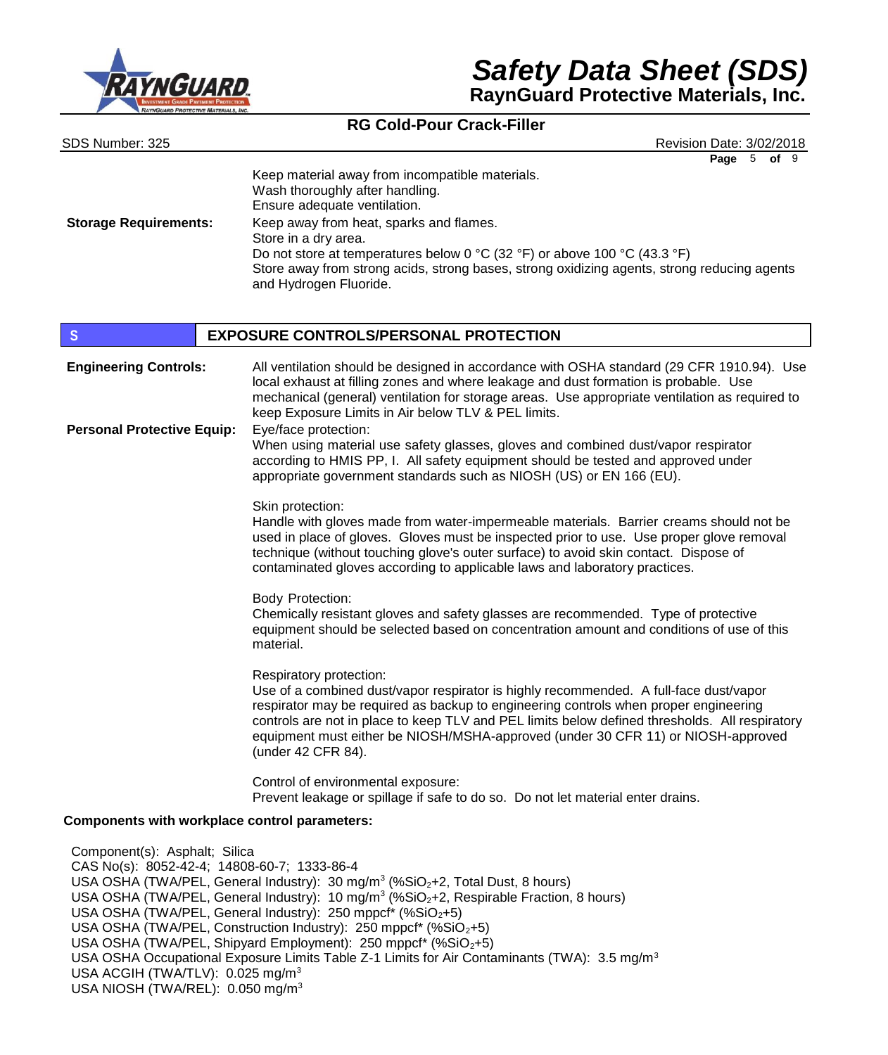Keep material away from incompatible materials.
Wash thoroughly after handling.
Ensure adequate ventilation.

**Storage Requirements:** Keep away from heat, sparks and flames.
Store in a dry area.
Do not store at temperatures below 0 °C (32 °F) or above 100 °C (43.3 °F)
Store away from strong acids, strong bases, strong oxidizing agents, strong reducing agents and Hydrogen Fluoride.

## S EXPOSURE CONTROLS/PERSONAL PROTECTION

**Engineering Controls:** All ventilation should be designed in accordance with OSHA standard (29 CFR 1910.94). Use local exhaust at filling zones and where leakage and dust formation is probable. Use mechanical (general) ventilation for storage areas. Use appropriate ventilation as required to keep Exposure Limits in Air below TLV & PEL limits.

**Personal Protective Equip:** Eye/face protection:
When using material use safety glasses, gloves and combined dust/vapor respirator according to HMIS PP, I. All safety equipment should be tested and approved under appropriate government standards such as NIOSH (US) or EN 166 (EU).

Skin protection:
Handle with gloves made from water-impermeable materials. Barrier creams should not be used in place of gloves. Gloves must be inspected prior to use. Use proper glove removal technique (without touching glove's outer surface) to avoid skin contact. Dispose of contaminated gloves according to applicable laws and laboratory practices.

Body Protection:
Chemically resistant gloves and safety glasses are recommended. Type of protective equipment should be selected based on concentration amount and conditions of use of this material.

Respiratory protection:
Use of a combined dust/vapor respirator is highly recommended. A full-face dust/vapor respirator may be required as backup to engineering controls when proper engineering controls are not in place to keep TLV and PEL limits below defined thresholds. All respiratory equipment must either be NIOSH/MSHA-approved (under 30 CFR 11) or NIOSH-approved (under 42 CFR 84).

Control of environmental exposure:
Prevent leakage or spillage if safe to do so. Do not let material enter drains.

**Components with workplace control parameters:**

Component(s): Asphalt; Silica
CAS No(s): 8052-42-4; 14808-60-7; 1333-86-4
USA OSHA (TWA/PEL, General Industry): 30 mg/$m^3$ (%$SiO_2$+2, Total Dust, 8 hours)
USA OSHA (TWA/PEL, General Industry): 10 mg/$m^3$ (%$SiO_2$+2, Respirable Fraction, 8 hours)
USA OSHA (TWA/PEL, General Industry): 250 mppcf* (%$SiO_2$+5)
USA OSHA (TWA/PEL, Construction Industry): 250 mppcf* (%$SiO_2$+5)
USA OSHA (TWA/PEL, Shipyard Employment): 250 mppcf* (%$SiO_2$+5)
USA OSHA Occupational Exposure Limits Table Z-1 Limits for Air Contaminants (TWA): 3.5 mg/$m^3$
USA ACGIH (TWA/TLV): 0.025 mg/$m^3$
USA NIOSH (TWA/REL): 0.050 mg/$m^3$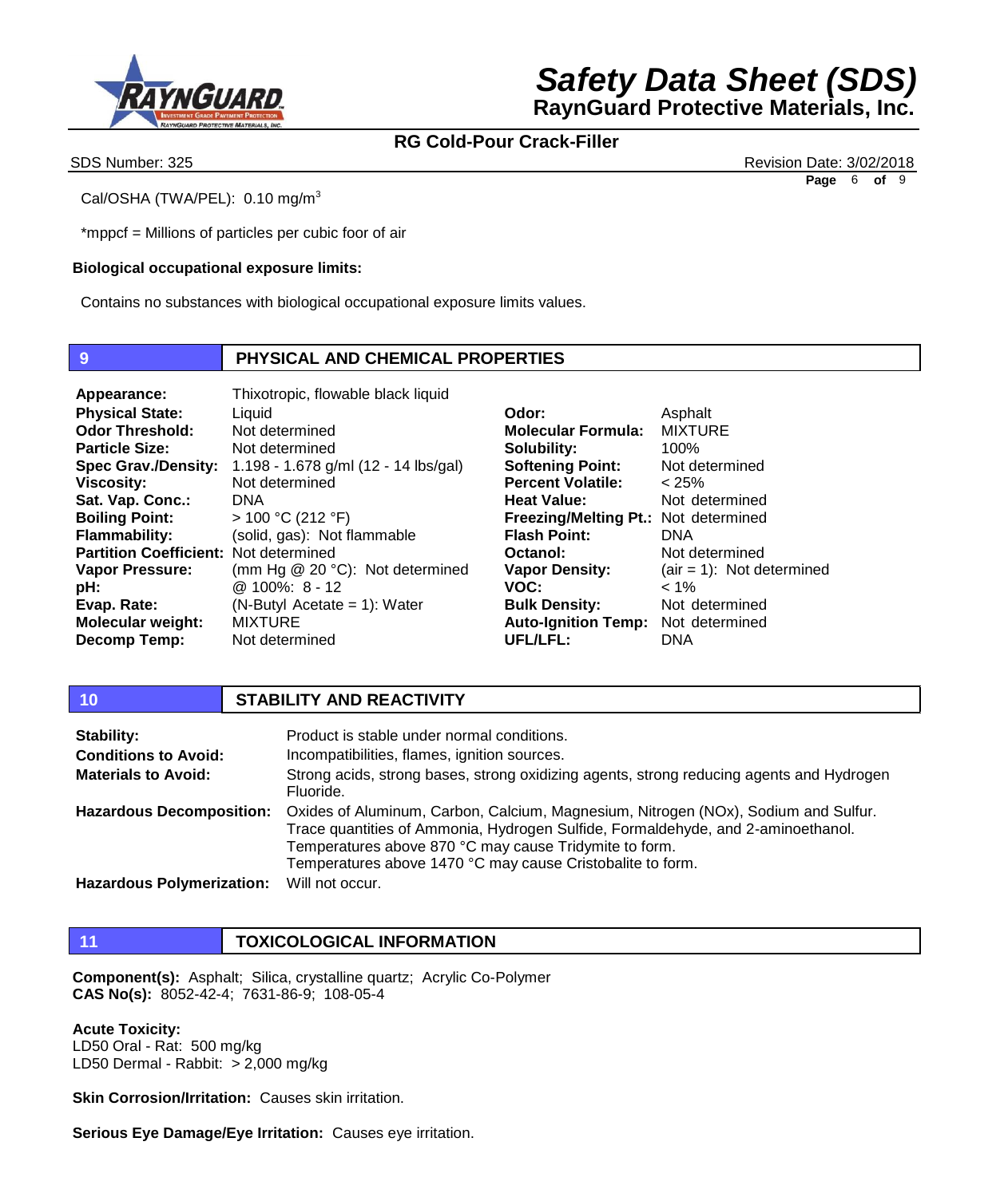Cal/OSHA (TWA/PEL): 0.10 mg/m$^3$

*mppcf = Millions of particles per cubic foor of air

**Biological occupational exposure limits:**

Contains no substances with biological occupational exposure limits values.

## 9 PHYSICAL AND CHEMICAL PROPERTIES

| | | | |
|---|---|---|---|
| **Appearance:** | Thixotropic, flowable black liquid | | |
| **Physical State:** | Liquid | **Odor:** | Asphalt |
| **Odor Threshold:** | Not determined | **Molecular Formula:** | MIXTURE |
| **Particle Size:** | Not determined | **Solubility:** | 100% |
| **Spec Grav./Density:** | 1.198 - 1.678 g/ml (12 - 14 lbs/gal) | **Softening Point:** | Not determined |
| **Viscosity:** | Not determined | **Percent Volatile:** | < 25% |
| **Sat. Vap. Conc.:** | DNA | **Heat Value:** | Not determined |
| **Boiling Point:** | > 100 °C (212 °F) | **Freezing/Melting Pt.:** | Not determined |
| **Flammability:** | (solid, gas): Not flammable | **Flash Point:** | DNA |
| **Partition Coefficient:** | Not determined | **Octanol:** | Not determined |
| **Vapor Pressure:** | (mm Hg @ 20 °C): Not determined | **Vapor Density:** | (air = 1): Not determined |
| **pH:** | @ 100%: 8 - 12 | **VOC:** | < 1% |
| **Evap. Rate:** | (N-Butyl Acetate = 1): Water | **Bulk Density:** | Not determined |
| **Molecular weight:** | MIXTURE | **Auto-Ignition Temp:** | Not determined |
| **Decomp Temp:** | Not determined | **UFL/LFL:** | DNA |

## 10 STABILITY AND REACTIVITY

**Stability:** Product is stable under normal conditions.

**Conditions to Avoid:** Incompatibilities, flames, ignition sources.

**Materials to Avoid:** Strong acids, strong bases, strong oxidizing agents, strong reducing agents and Hydrogen Fluoride.

**Hazardous Decomposition:** Oxides of Aluminum, Carbon, Calcium, Magnesium, Nitrogen (NOx), Sodium and Sulfur. Trace quantities of Ammonia, Hydrogen Sulfide, Formaldehyde, and 2-aminoethanol. Temperatures above 870 °C may cause Tridymite to form. Temperatures above 1470 °C may cause Cristobalite to form.

**Hazardous Polymerization:** Will not occur.

## 11 TOXICOLOGICAL INFORMATION

**Component(s):** Asphalt; Silica, crystalline quartz; Acrylic Co-Polymer
**CAS No(s):** 8052-42-4; 7631-86-9; 108-05-4

**Acute Toxicity:**
LD50 Oral - Rat: 500 mg/kg
LD50 Dermal - Rabbit: > 2,000 mg/kg

**Skin Corrosion/Irritation:** Causes skin irritation.

**Serious Eye Damage/Eye Irritation:** Causes eye irritation.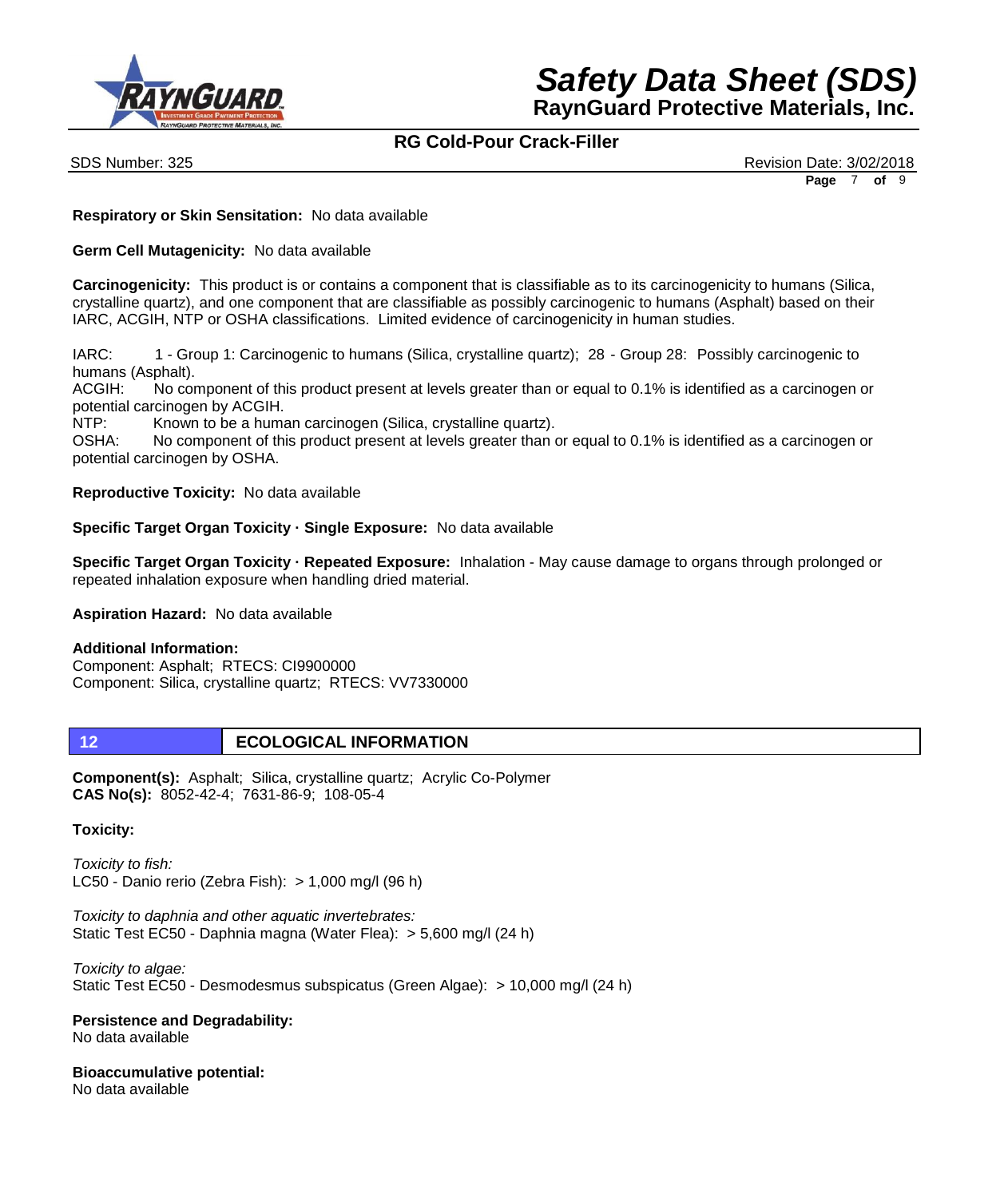**Respiratory or Skin Sensitation:** No data available

**Germ Cell Mutagenicity:** No data available

**Carcinogenicity:** This product is or contains a component that is classifiable as to its carcinogenicity to humans (Silica, crystalline quartz), and one component that are classifiable as possibly carcinogenic to humans (Asphalt) based on their IARC, ACGIH, NTP or OSHA classifications. Limited evidence of carcinogenicity in human studies.

IARC: 1 - Group 1: Carcinogenic to humans (Silica, crystalline quartz); 28 - Group 28: Possibly carcinogenic to humans (Asphalt).
ACGIH: No component of this product present at levels greater than or equal to 0.1% is identified as a carcinogen or potential carcinogen by ACGIH.
NTP: Known to be a human carcinogen (Silica, crystalline quartz).
OSHA: No component of this product present at levels greater than or equal to 0.1% is identified as a carcinogen or potential carcinogen by OSHA.

**Reproductive Toxicity:** No data available

**Specific Target Organ Toxicity · Single Exposure:** No data available

**Specific Target Organ Toxicity · Repeated Exposure:** Inhalation - May cause damage to organs through prolonged or repeated inhalation exposure when handling dried material.

**Aspiration Hazard:** No data available

**Additional Information:**
Component: Asphalt; RTECS: CI9900000
Component: Silica, crystalline quartz; RTECS: VV7330000

## 12 ECOLOGICAL INFORMATION

**Component(s):** Asphalt; Silica, crystalline quartz; Acrylic Co-Polymer
**CAS No(s):** 8052-42-4; 7631-86-9; 108-05-4

**Toxicity:**

*Toxicity to fish:*
LC50 - Danio rerio (Zebra Fish): > 1,000 mg/l (96 h)

*Toxicity to daphnia and other aquatic invertebrates:*
Static Test EC50 - Daphnia magna (Water Flea): > 5,600 mg/l (24 h)

*Toxicity to algae:*
Static Test EC50 - Desmodesmus subspicatus (Green Algae): > 10,000 mg/l (24 h)

**Persistence and Degradability:**
No data available

**Bioaccumulative potential:**
No data available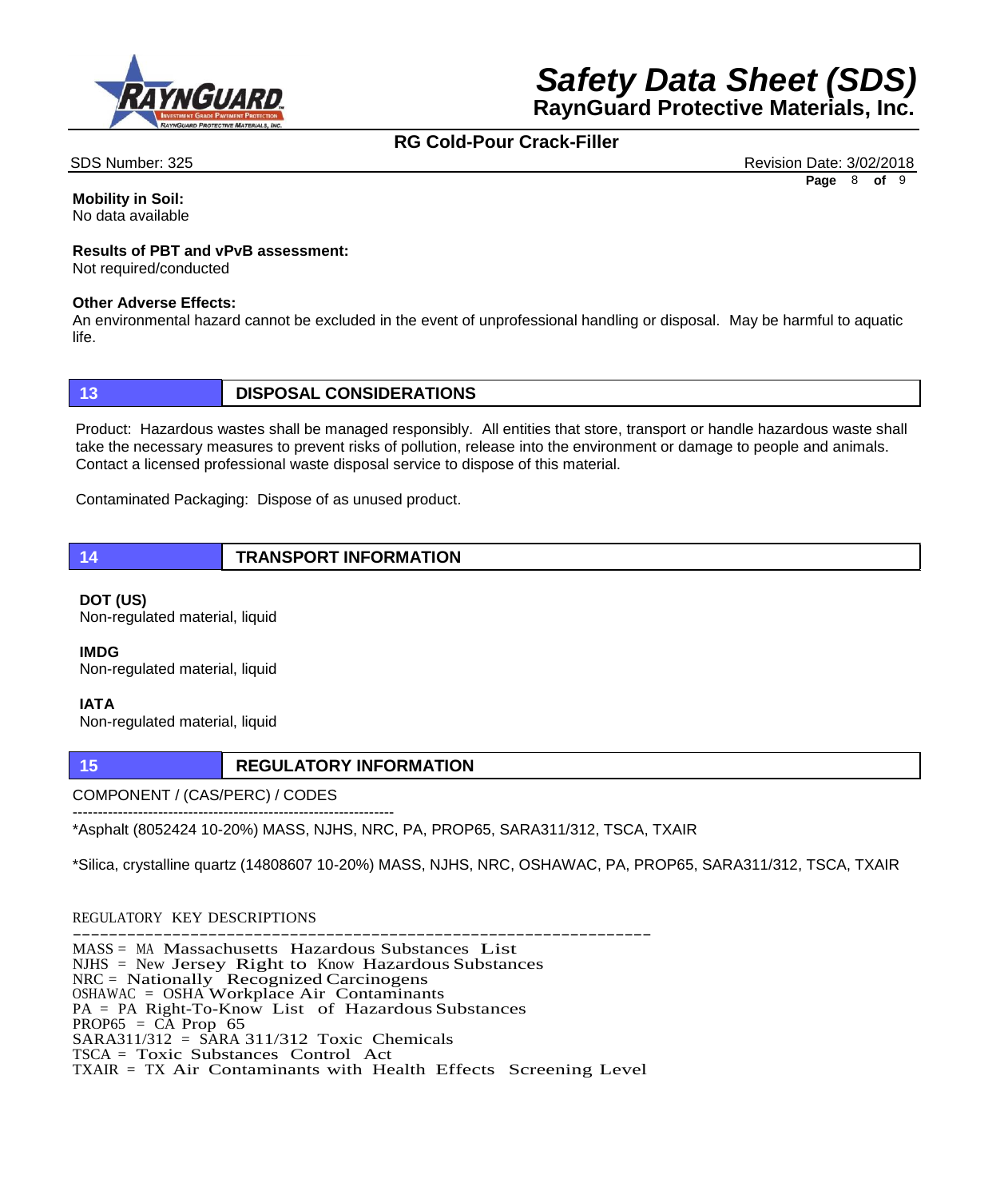**Mobility in Soil:**
No data available

**Results of PBT and vPvB assessment:**
Not required/conducted

**Other Adverse Effects:**
An environmental hazard cannot be excluded in the event of unprofessional handling or disposal. May be harmful to aquatic life.

## 13 DISPOSAL CONSIDERATIONS

Product: Hazardous wastes shall be managed responsibly. All entities that store, transport or handle hazardous waste shall take the necessary measures to prevent risks of pollution, release into the environment or damage to people and animals. Contact a licensed professional waste disposal service to dispose of this material.

Contaminated Packaging: Dispose of as unused product.

## 14 TRANSPORT INFORMATION

**DOT (US)**
Non-regulated material, liquid

**IMDG**
Non-regulated material, liquid

**IATA**
Non-regulated material, liquid

## 15 REGULATORY INFORMATION

COMPONENT / (CAS/PERC) / CODES
----------------------------------------------------------------
*Asphalt (8052424 10-20%) MASS, NJHS, NRC, PA, PROP65, SARA311/312, TSCA, TXAIR

*Silica, crystalline quartz (14808607 10-20%) MASS, NJHS, NRC, OSHAWAC, PA, PROP65, SARA311/312, TSCA, TXAIR

REGULATORY KEY DESCRIPTIONS
----------------------------------------------------------------
MASS = MA Massachusetts Hazardous Substances List
NJHS = New Jersey Right to Know Hazardous Substances
NRC = Nationally Recognized Carcinogens
OSHAWAC = OSHA Workplace Air Contaminants
PA = PA Right-To-Know List of Hazardous Substances
PROP65 = CA Prop 65
SARA311/312 = SARA 311/312 Toxic Chemicals
TSCA = Toxic Substances Control Act
TXAIR = TX Air Contaminants with Health Effects Screening Level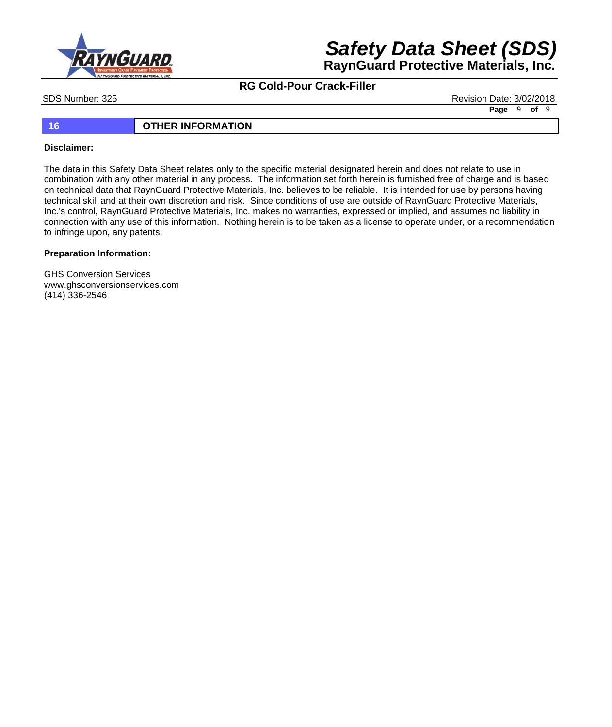## 16 OTHER INFORMATION

**Disclaimer:**

The data in this Safety Data Sheet relates only to the specific material designated herein and does not relate to use in combination with any other material in any process. The information set forth herein is furnished free of charge and is based on technical data that RaynGuard Protective Materials, Inc. believes to be reliable. It is intended for use by persons having technical skill and at their own discretion and risk. Since conditions of use are outside of RaynGuard Protective Materials, Inc.'s control, RaynGuard Protective Materials, Inc. makes no warranties, expressed or implied, and assumes no liability in connection with any use of this information. Nothing herein is to be taken as a license to operate under, or a recommendation to infringe upon, any patents.

**Preparation Information:**

GHS Conversion Services
www.ghsconversionservices.com
(414) 336-2546